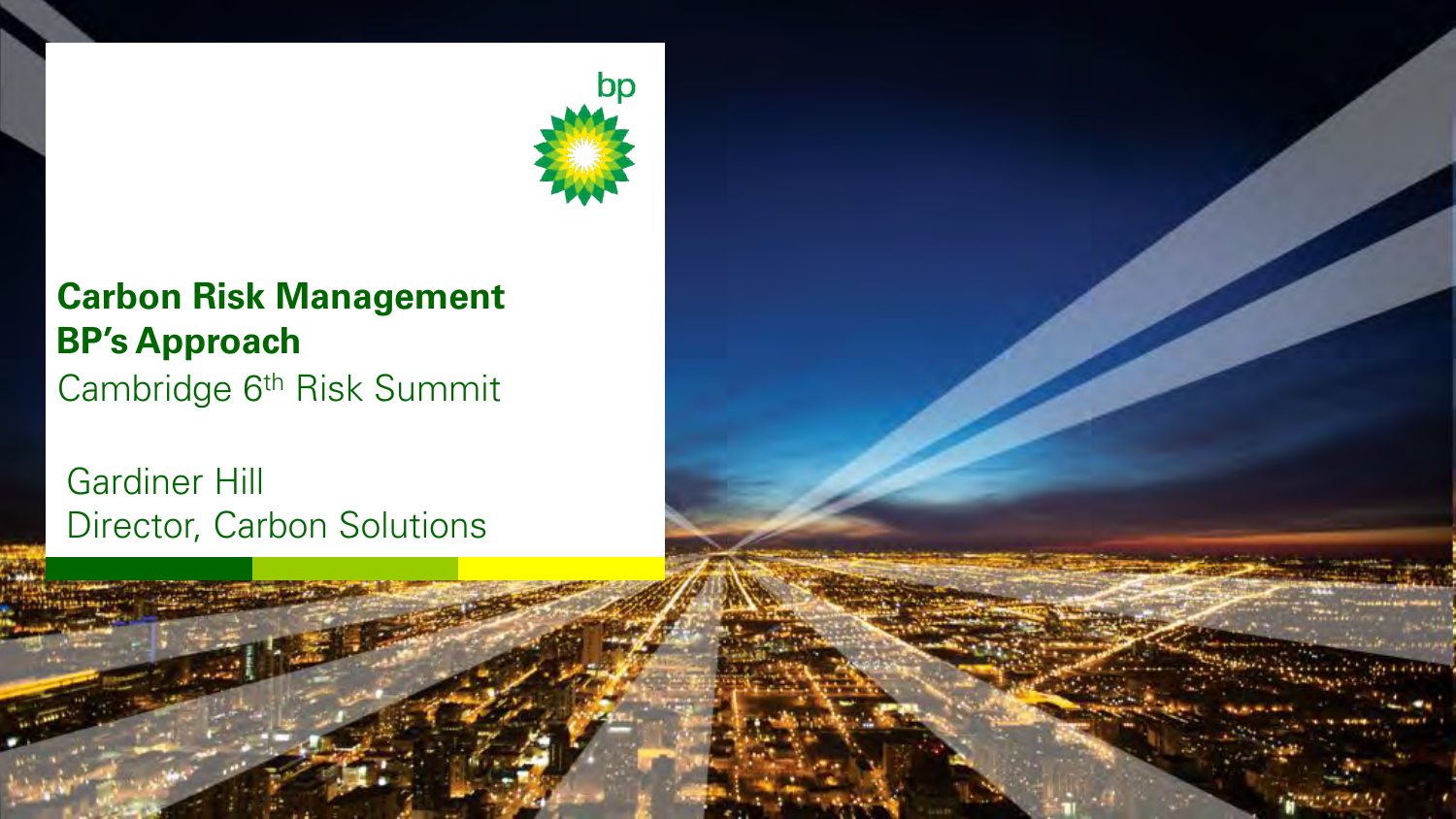# Carbon Risk Management

## BP's Approach

Cambridge 6th Risk Summit

Gardiner Hill
Director, Carbon Solutions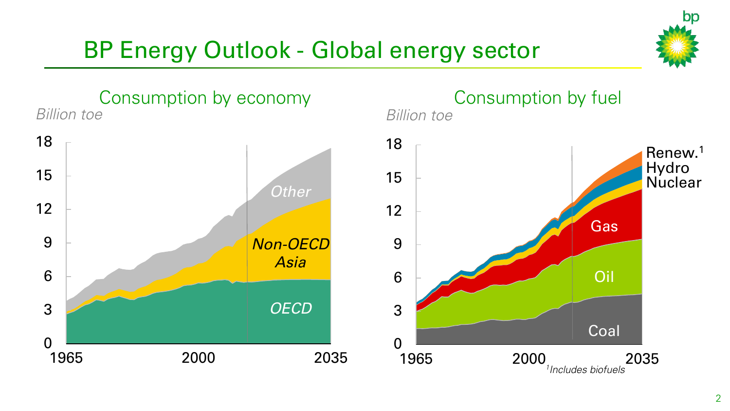# BP Energy Outlook - Global energy sector

## Consumption by economy

*Billion toe*

Other

Non-OECD Asia

OECD

## Consumption by fuel

*Billion toe*

Renew.[1]

Hydro

Nuclear

Gas

Oil

Coal

[1] *Includes biofuels*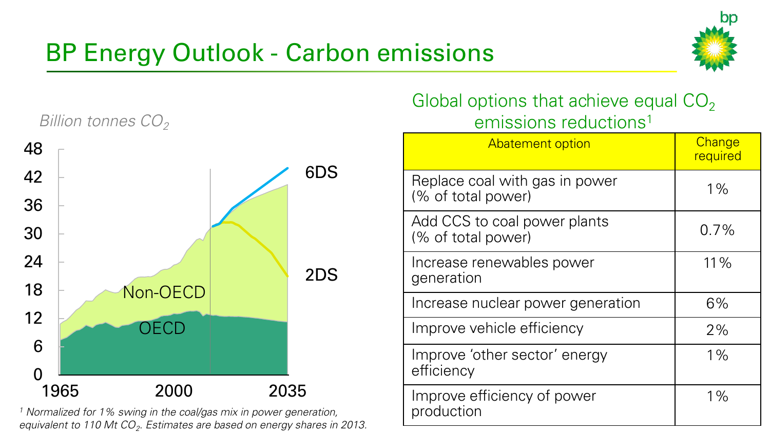# BP Energy Outlook - Carbon emissions

*Billion tonnes $CO_2$*

48
42
36
30
24
18
12
6
0

1965 2000 2035

Non-OECD

OECD

6DS

2DS

[1] *Normalized for 1% swing in the coal/gas mix in power generation, equivalent to 110 Mt $CO_2$. Estimates are based on energy shares in 2013.*

## Global options that achieve equal $CO_2$ emissions reductions[1]

| Abatement option | Change required |
|---|---|
| Replace coal with gas in power (% of total power) | 1% |
| Add CCS to coal power plants (% of total power) | 0.7% |
| Increase renewables power generation | 11% |
| Increase nuclear power generation | 6% |
| Improve vehicle efficiency | 2% |
| Improve 'other sector' energy efficiency | 1% |
| Improve efficiency of power production | 1% |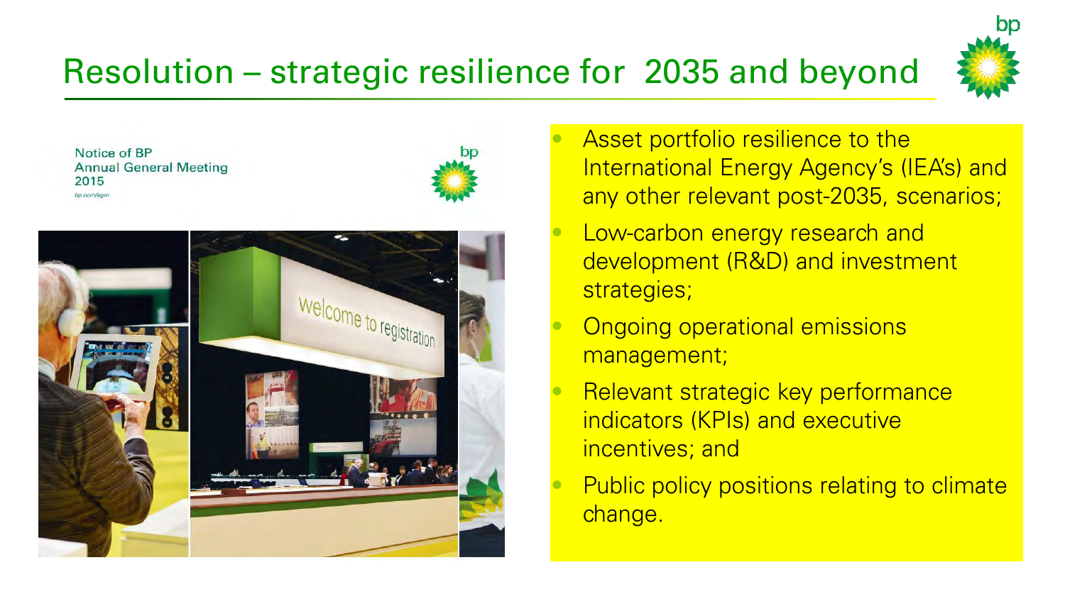# Resolution – strategic resilience for 2035 and beyond

Notice of BP Annual General Meeting 2015

bp.com/agm

- Asset portfolio resilience to the International Energy Agency's (IEA's) and any other relevant post-2035, scenarios;
- Low-carbon energy research and development (R&D) and investment strategies;
- Ongoing operational emissions management;
- Relevant strategic key performance indicators (KPIs) and executive incentives; and
- Public policy positions relating to climate change.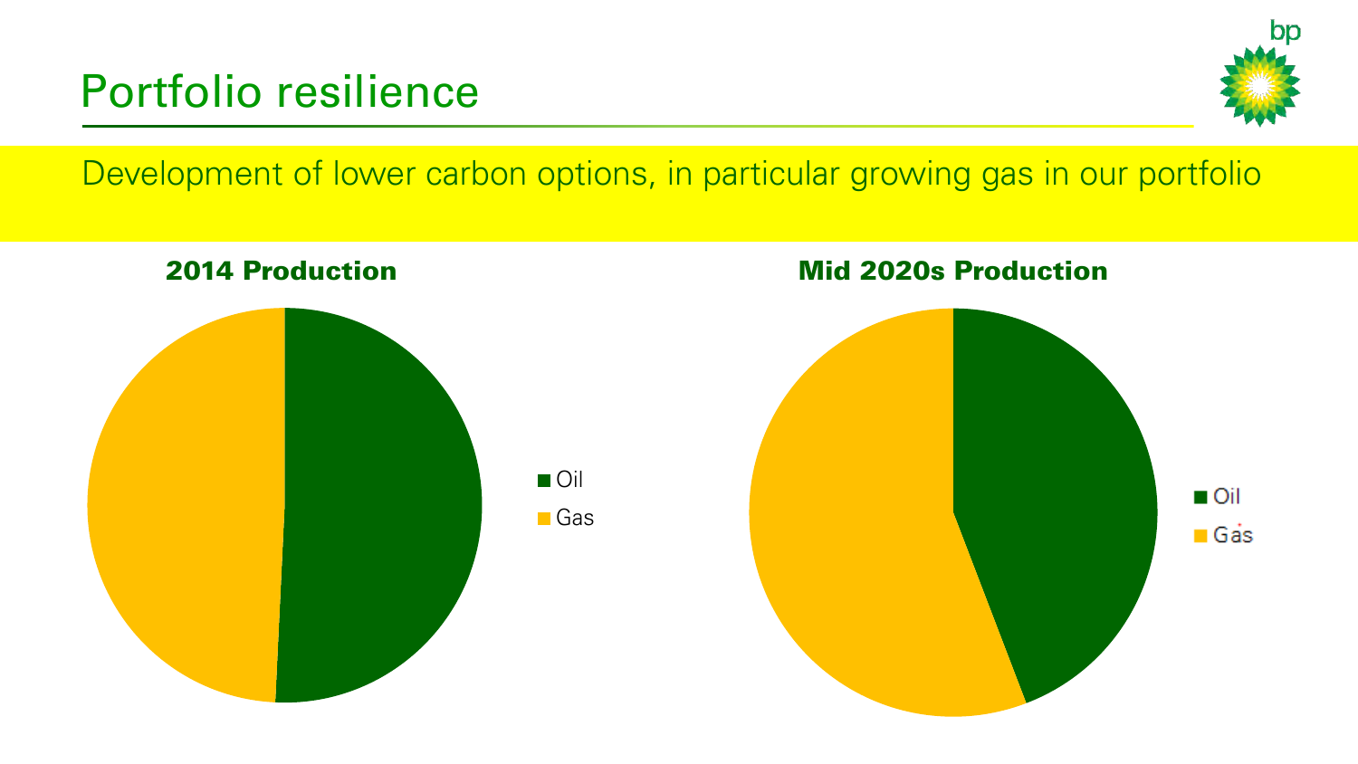# Portfolio resilience

Development of lower carbon options, in particular growing gas in our portfolio

**2014 Production**

- Oil
- Gas

**Mid 2020s Production**

- Oil
- Gas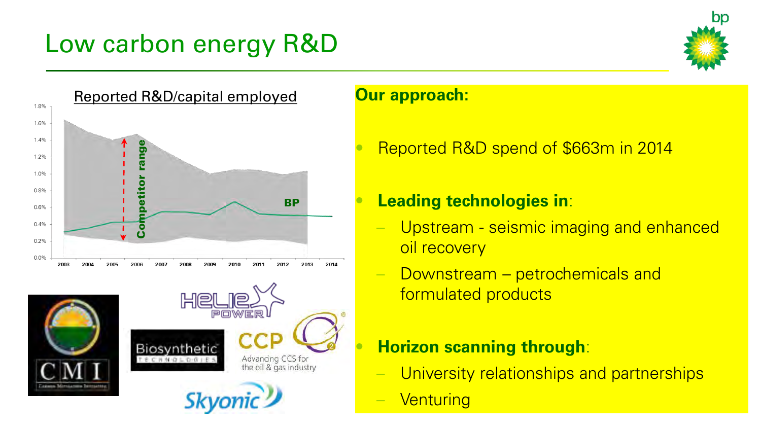# Low carbon energy R&D

Reported R&D/capital employed

## Our approach:

- Reported R&D spend of $663m in 2014
- **Leading technologies in**:
  - Upstream - seismic imaging and enhanced oil recovery
  - Downstream – petrochemicals and formulated products
- **Horizon scanning through**:
  - University relationships and partnerships
  - Venturing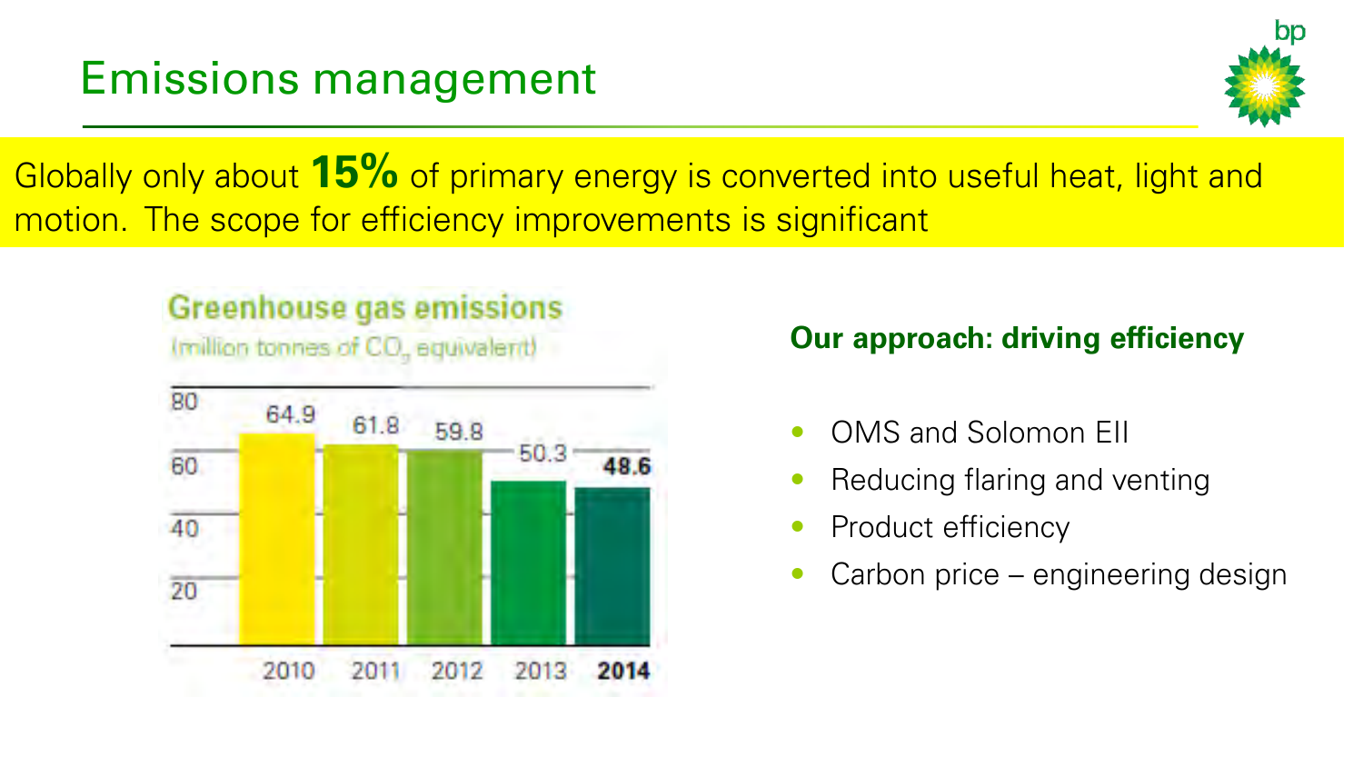# Emissions management

Globally only about **15%** of primary energy is converted into useful heat, light and motion. The scope for efficiency improvements is significant

## Greenhouse gas emissions

(million tonnes of $CO_2$ equivalent)

| Year | Emissions |
|---|---|
| 2010 | 64.9 |
| 2011 | 61.8 |
| 2012 | 59.8 |
| 2013 | 50.3 |
| **2014** | **48.6** |

### Our approach: driving efficiency

- OMS and Solomon EII
- Reducing flaring and venting
- Product efficiency
- Carbon price – engineering design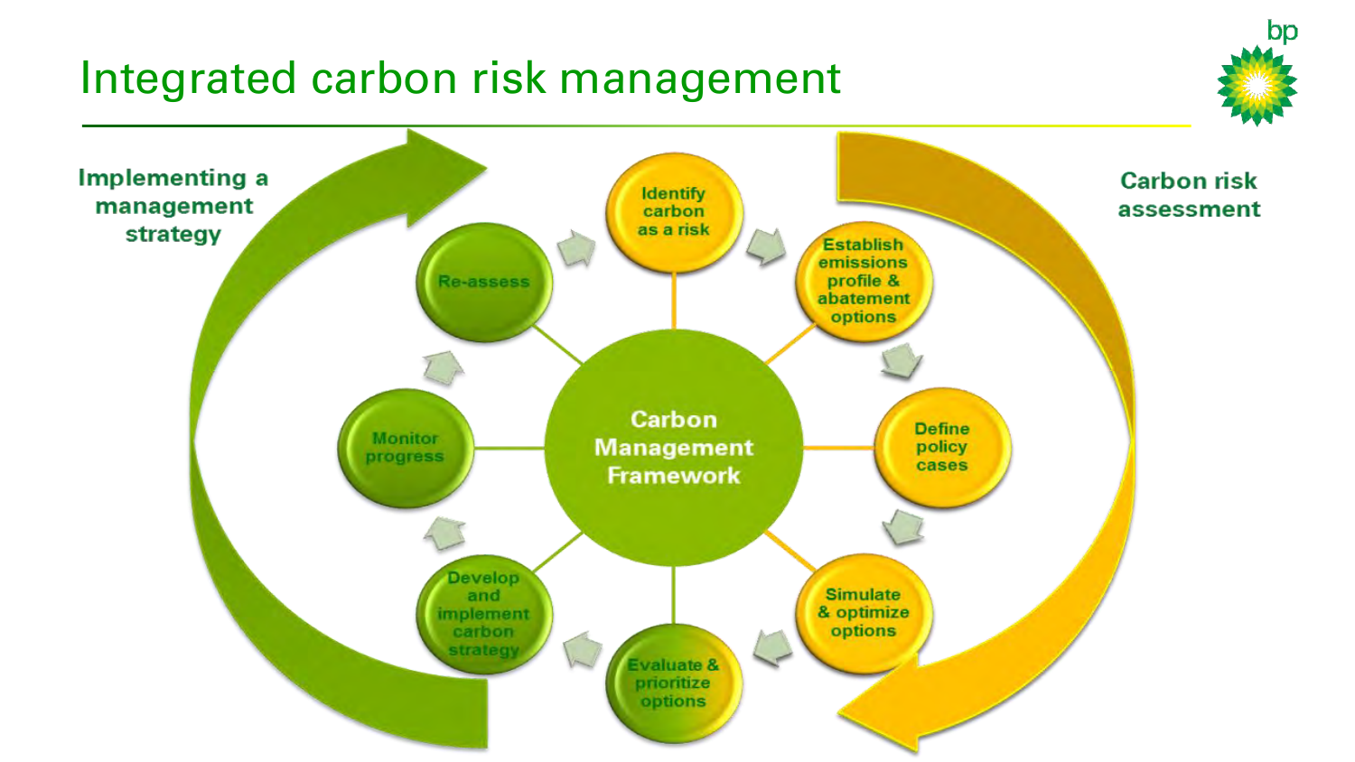# Integrated carbon risk management

**Implementing a management strategy**

**Carbon risk assessment**

**Carbon Management Framework**

- Identify carbon as a risk
- Establish emissions profile & abatement options
- Define policy cases
- Simulate & optimize options
- Evaluate & prioritize options
- Develop and implement carbon strategy
- Monitor progress
- Re-assess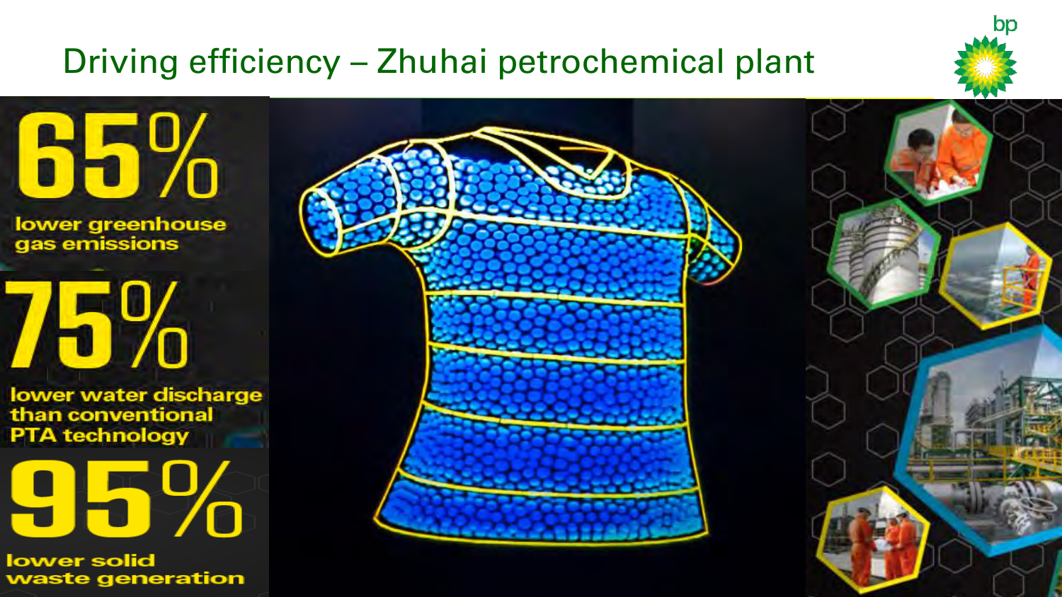# Driving efficiency – Zhuhai petrochemical plant

**65%**

lower greenhouse gas emissions

**75%**

lower water discharge than conventional PTA technology

**95%**

lower solid waste generation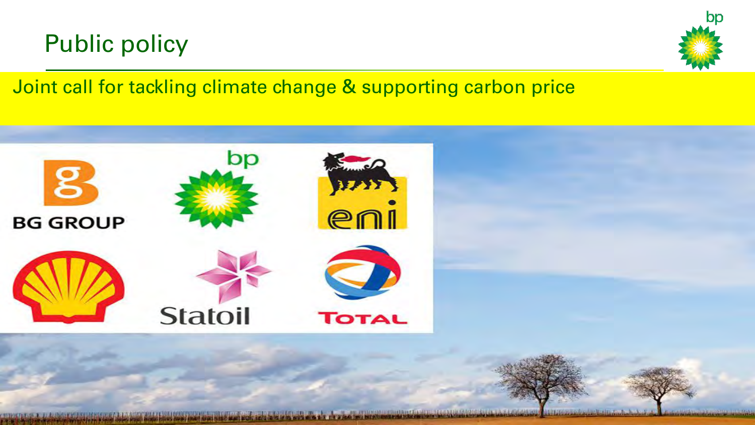# Public policy

Joint call for tackling climate change & supporting carbon price

BG GROUP

bp

eni

Statoil

TOTAL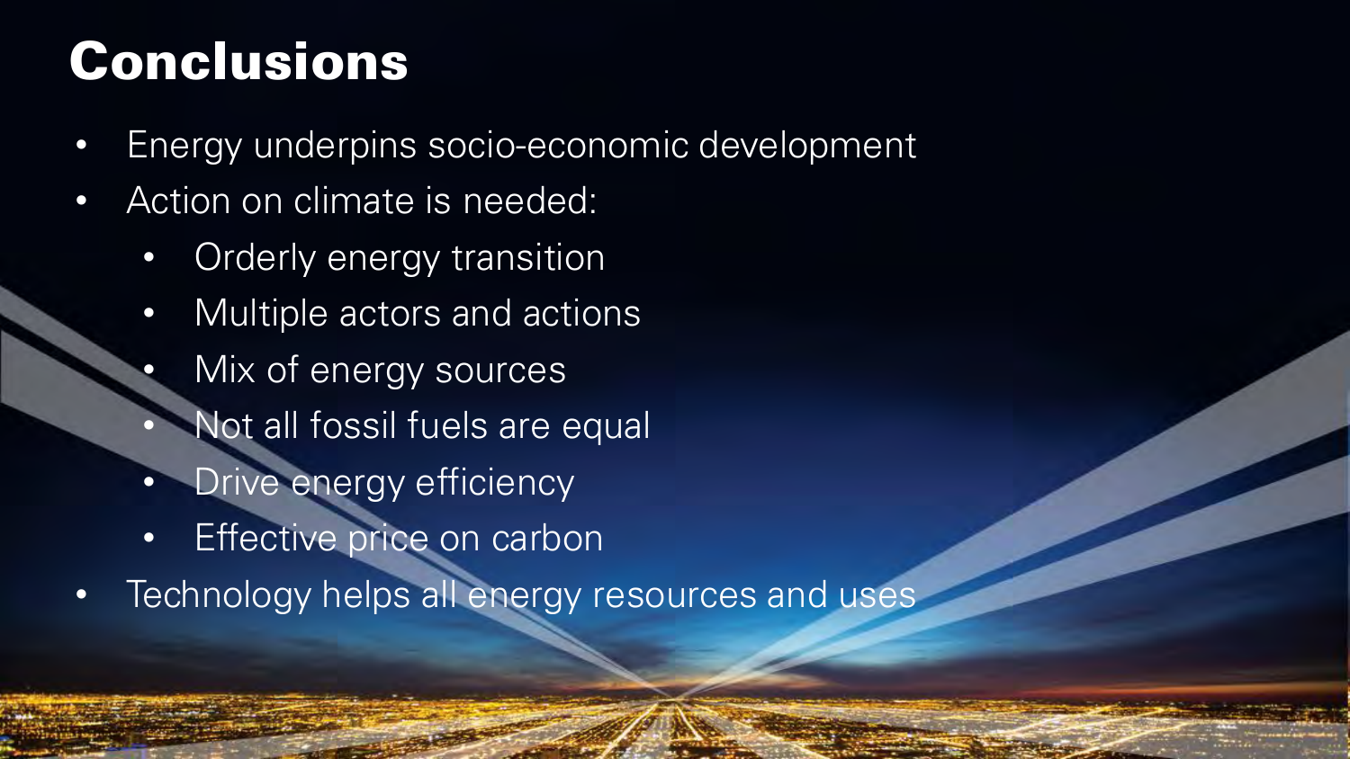# Conclusions

- Energy underpins socio-economic development
- Action on climate is needed:
  - Orderly energy transition
  - Multiple actors and actions
  - Mix of energy sources
  - Not all fossil fuels are equal
  - Drive energy efficiency
  - Effective price on carbon
- Technology helps all energy resources and uses